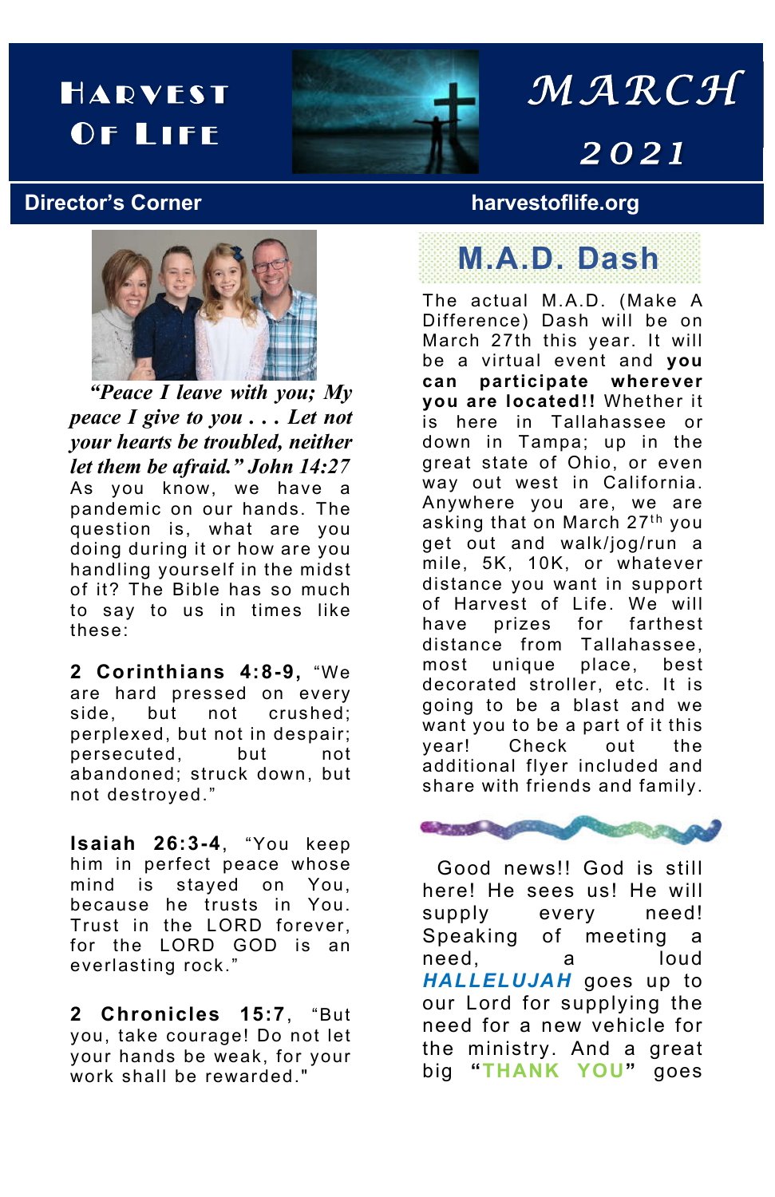# Harvest Of Life

# March 2021

## Director's Corner

harvestoflife.org

***"Peace I leave with you; My peace I give to you . . . Let not your hearts be troubled, neither let them be afraid." John 14:27***

As you know, we have a pandemic on our hands. The question is, what are you doing during it or how are you handling yourself in the midst of it? The Bible has so much to say to us in times like these:

**2 Corinthians 4:8-9,** "We are hard pressed on every side, but not crushed; perplexed, but not in despair; persecuted, but not abandoned; struck down, but not destroyed."

**Isaiah 26:3-4**, "You keep him in perfect peace whose mind is stayed on You, because he trusts in You. Trust in the LORD forever, for the LORD GOD is an everlasting rock."

**2 Chronicles 15:7**, "But you, take courage! Do not let your hands be weak, for your work shall be rewarded."

## M.A.D. Dash

The actual M.A.D. (Make A Difference) Dash will be on March 27th this year. It will be a virtual event and **you can participate wherever you are located!!** Whether it is here in Tallahassee or down in Tampa; up in the great state of Ohio, or even way out west in California. Anywhere you are, we are asking that on March 27th you get out and walk/jog/run a mile, 5K, 10K, or whatever distance you want in support of Harvest of Life. We will have prizes for farthest distance from Tallahassee, most unique place, best decorated stroller, etc. It is going to be a blast and we want you to be a part of it this year! Check out the additional flyer included and share with friends and family.

Good news!! God is still here! He sees us! He will supply every need! Speaking of meeting a need, a loud ***HALLELUJAH*** goes up to our Lord for supplying the need for a new vehicle for the ministry. And a great big **"THANK YOU"** goes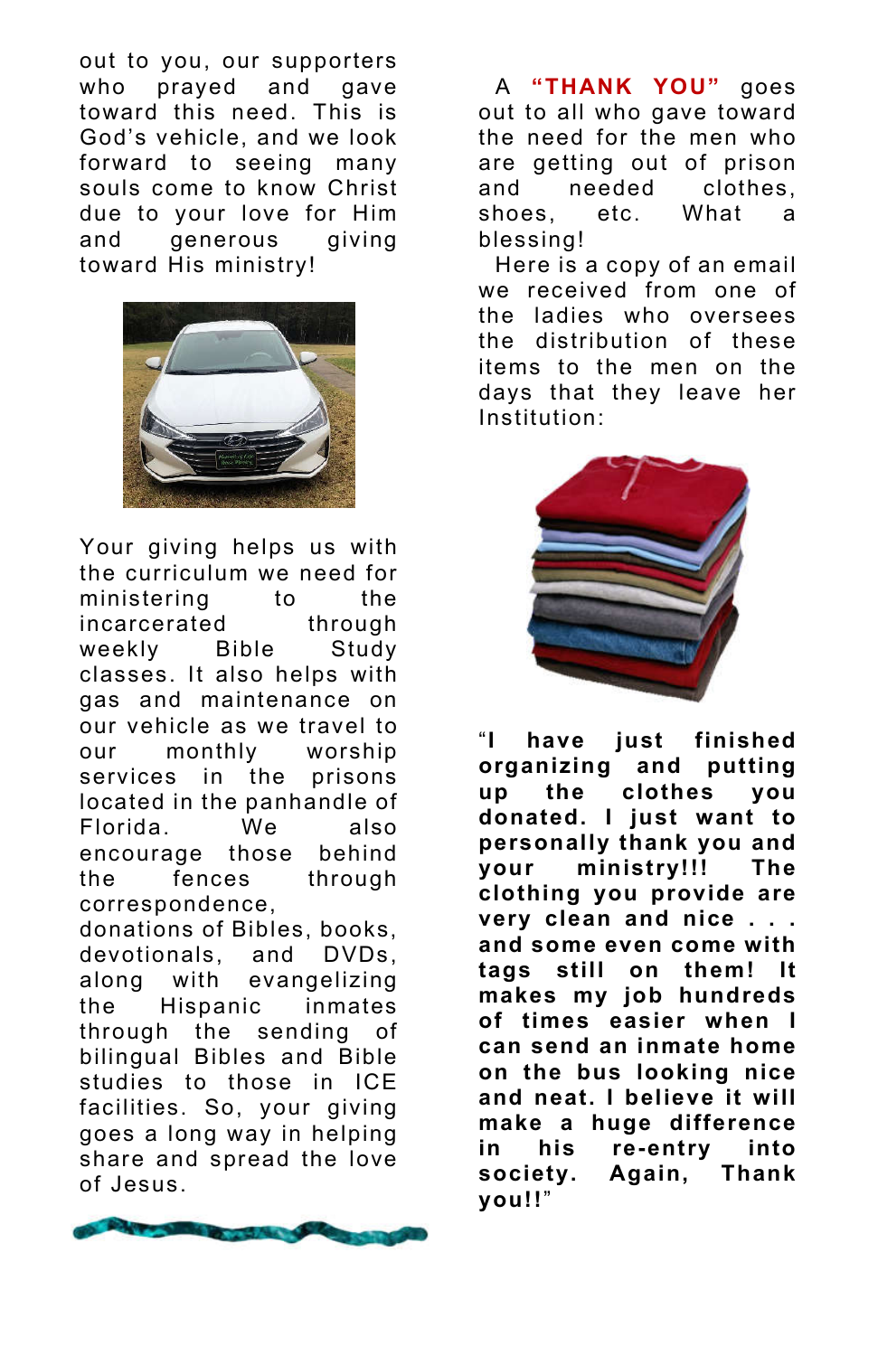out to you, our supporters who prayed and gave toward this need. This is God's vehicle, and we look forward to seeing many souls come to know Christ due to your love for Him and generous giving toward His ministry!

Your giving helps us with the curriculum we need for ministering to the incarcerated through weekly Bible Study classes. It also helps with gas and maintenance on our vehicle as we travel to our monthly worship services in the prisons located in the panhandle of Florida. We also encourage those behind the fences through correspondence, donations of Bibles, books, devotionals, and DVDs, along with evangelizing the Hispanic inmates through the sending of bilingual Bibles and Bible studies to those in ICE facilities. So, your giving goes a long way in helping share and spread the love of Jesus.

A **"THANK YOU"** goes out to all who gave toward the need for the men who are getting out of prison and needed clothes, shoes, etc. What a blessing!

Here is a copy of an email we received from one of the ladies who oversees the distribution of these items to the men on the days that they leave her Institution:

"**I have just finished organizing and putting up the clothes you donated. I just want to personally thank you and your ministry!!! The clothing you provide are very clean and nice . . . and some even come with tags still on them! It makes my job hundreds of times easier when I can send an inmate home on the bus looking nice and neat. I believe it will make a huge difference in his re-entry into society. Again, Thank you!!**"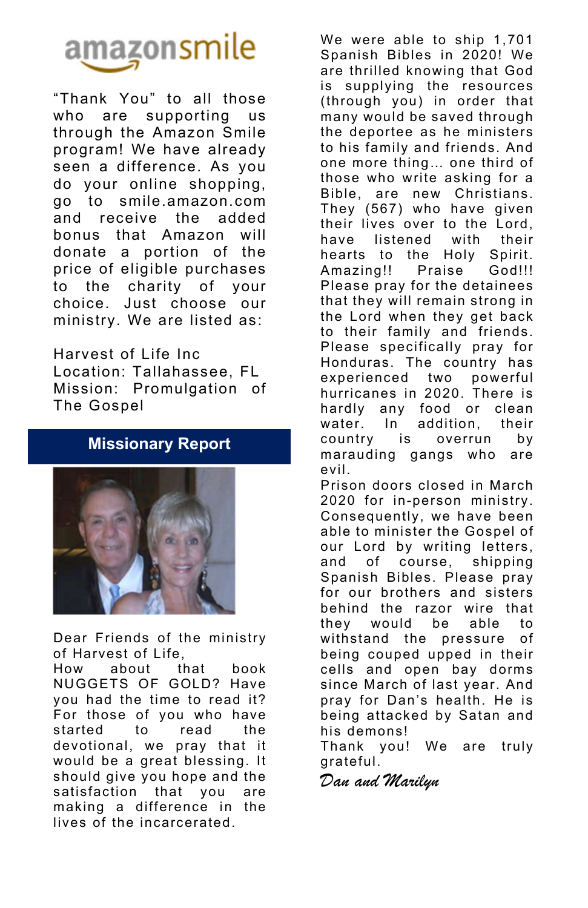amazonsmile

"Thank You" to all those who are supporting us through the Amazon Smile program! We have already seen a difference. As you do your online shopping, go to smile.amazon.com and receive the added bonus that Amazon will donate a portion of the price of eligible purchases to the charity of your choice. Just choose our ministry. We are listed as:

Harvest of Life Inc
Location: Tallahassee, FL
Mission: Promulgation of The Gospel

## Missionary Report

Dear Friends of the ministry of Harvest of Life,

How about that book NUGGETS OF GOLD? Have you had the time to read it? For those of you who have started to read the devotional, we pray that it would be a great blessing. It should give you hope and the satisfaction that you are making a difference in the lives of the incarcerated.

We were able to ship 1,701 Spanish Bibles in 2020! We are thrilled knowing that God is supplying the resources (through you) in order that many would be saved through the deportee as he ministers to his family and friends. And one more thing... one third of those who write asking for a Bible, are new Christians. They (567) who have given their lives over to the Lord, have listened with their hearts to the Holy Spirit. Amazing!! Praise God!!! Please pray for the detainees that they will remain strong in the Lord when they get back to their family and friends. Please specifically pray for Honduras. The country has experienced two powerful hurricanes in 2020. There is hardly any food or clean water. In addition, their country is overrun by marauding gangs who are evil.

Prison doors closed in March 2020 for in-person ministry. Consequently, we have been able to minister the Gospel of our Lord by writing letters, and of course, shipping Spanish Bibles. Please pray for our brothers and sisters behind the razor wire that they would be able to withstand the pressure of being couped upped in their cells and open bay dorms since March of last year. And pray for Dan's health. He is being attacked by Satan and his demons!

Thank you! We are truly grateful.

*Dan and Marilyn*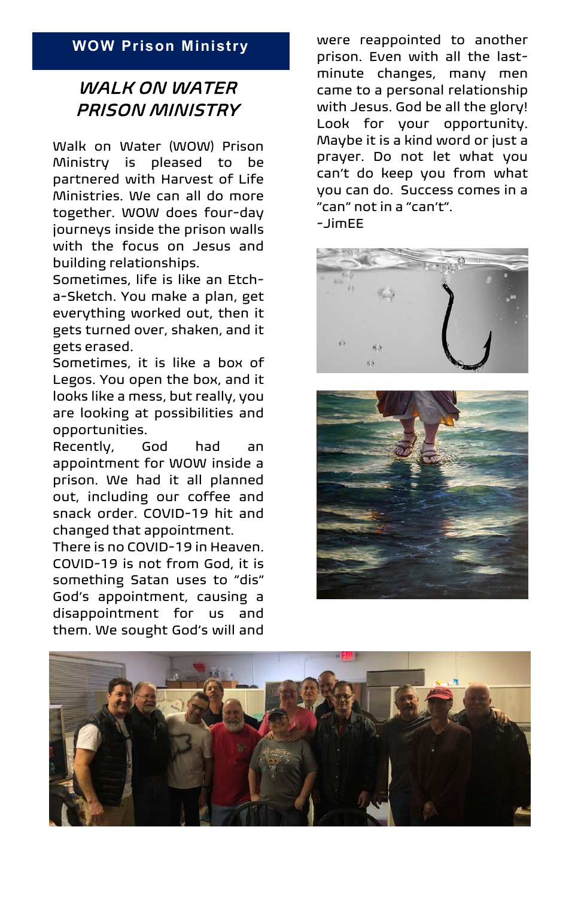## WOW Prison Ministry

# *WALK ON WATER PRISON MINISTRY*

Walk on Water (WOW) Prison Ministry is pleased to be partnered with Harvest of Life Ministries. We can all do more together. WOW does four-day journeys inside the prison walls with the focus on Jesus and building relationships.

Sometimes, life is like an Etch-a-Sketch. You make a plan, get everything worked out, then it gets turned over, shaken, and it gets erased.

Sometimes, it is like a box of Legos. You open the box, and it looks like a mess, but really, you are looking at possibilities and opportunities.

Recently, God had an appointment for WOW inside a prison. We had it all planned out, including our coffee and snack order. COVID-19 hit and changed that appointment.

There is no COVID-19 in Heaven. COVID-19 is not from God, it is something Satan uses to "dis" God's appointment, causing a disappointment for us and them. We sought God's will and were reappointed to another prison. Even with all the last-minute changes, many men came to a personal relationship with Jesus. God be all the glory! Look for your opportunity. Maybe it is a kind word or just a prayer. Do not let what you can't do keep you from what you can do. Success comes in a "can" not in a "can't".

-JimEE